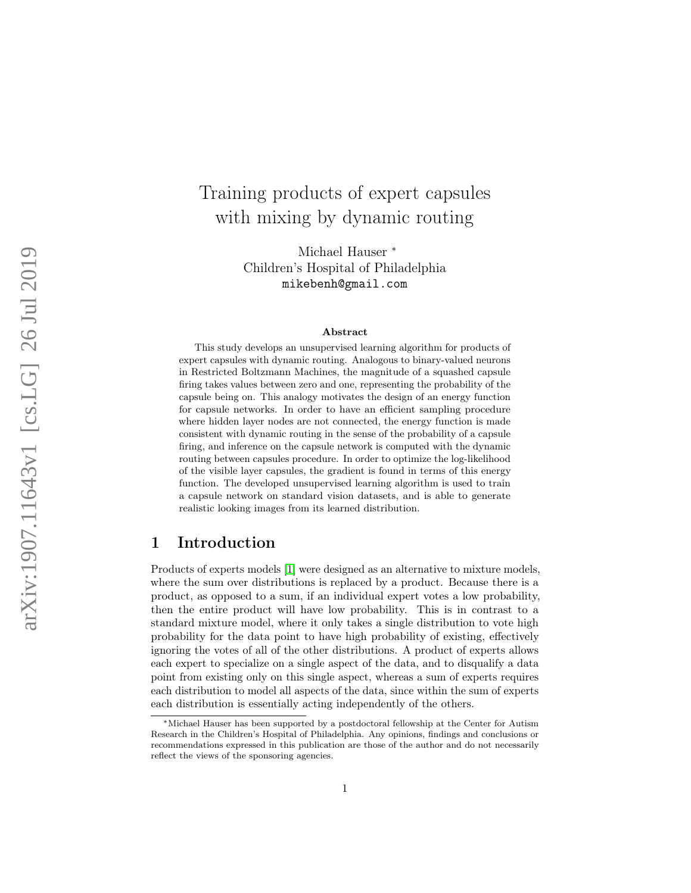# Training products of expert capsules with mixing by dynamic routing

Michael Hauser *
Children's Hospital of Philadelphia
mikebenh@gmail.com

**Abstract**

This study develops an unsupervised learning algorithm for products of expert capsules with dynamic routing. Analogous to binary-valued neurons in Restricted Boltzmann Machines, the magnitude of a squashed capsule firing takes values between zero and one, representing the probability of the capsule being on. This analogy motivates the design of an energy function for capsule networks. In order to have an efficient sampling procedure where hidden layer nodes are not connected, the energy function is made consistent with dynamic routing in the sense of the probability of a capsule firing, and inference on the capsule network is computed with the dynamic routing between capsules procedure. In order to optimize the log-likelihood of the visible layer capsules, the gradient is found in terms of this energy function. The developed unsupervised learning algorithm is used to train a capsule network on standard vision datasets, and is able to generate realistic looking images from its learned distribution.

## 1 Introduction

Products of experts models [1] were designed as an alternative to mixture models, where the sum over distributions is replaced by a product. Because there is a product, as opposed to a sum, if an individual expert votes a low probability, then the entire product will have low probability. This is in contrast to a standard mixture model, where it only takes a single distribution to vote high probability for the data point to have high probability of existing, effectively ignoring the votes of all of the other distributions. A product of experts allows each expert to specialize on a single aspect of the data, and to disqualify a data point from existing only on this single aspect, whereas a sum of experts requires each distribution to model all aspects of the data, since within the sum of experts each distribution is essentially acting independently of the others.

*Michael Hauser has been supported by a postdoctoral fellowship at the Center for Autism Research in the Children's Hospital of Philadelphia. Any opinions, findings and conclusions or recommendations expressed in this publication are those of the author and do not necessarily reflect the views of the sponsoring agencies.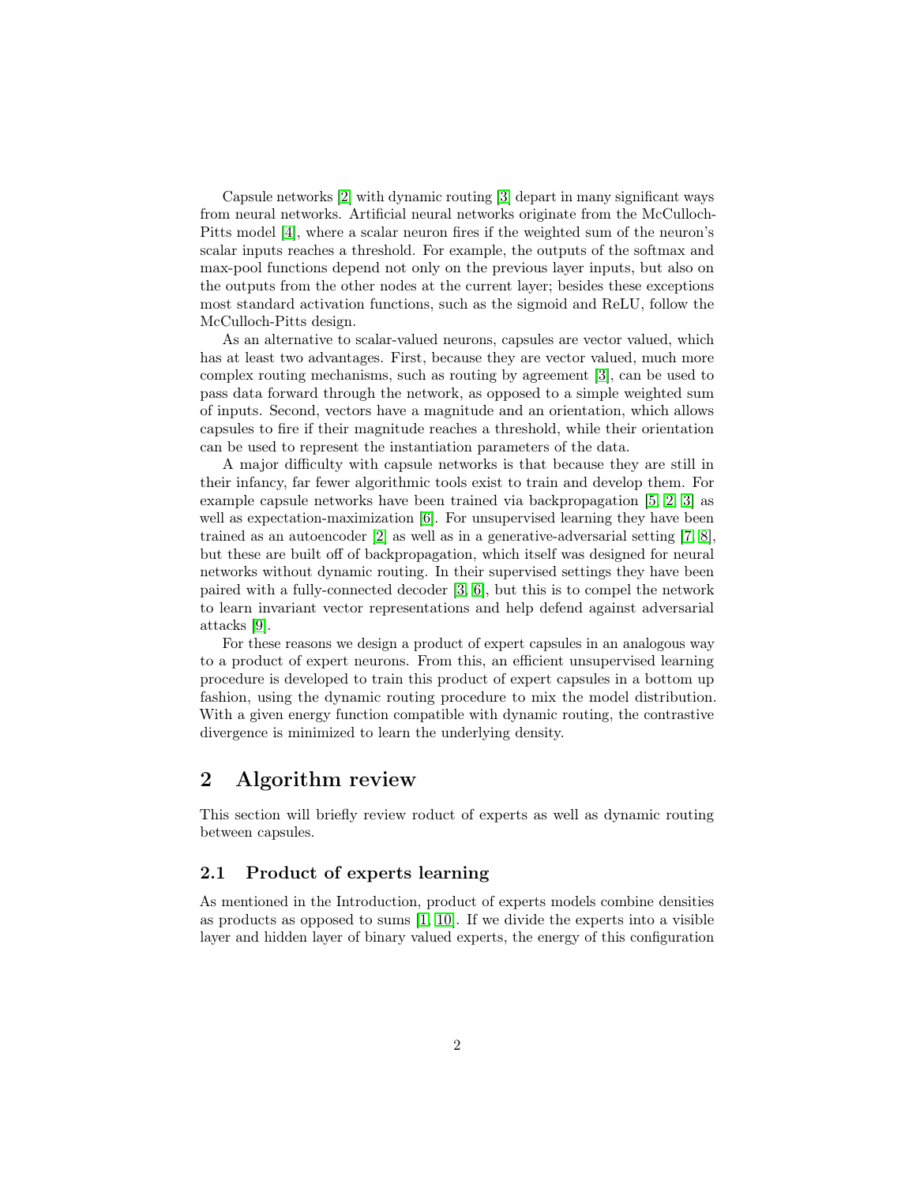Capsule networks [2] with dynamic routing [3] depart in many significant ways from neural networks. Artificial neural networks originate from the McCulloch-Pitts model [4], where a scalar neuron fires if the weighted sum of the neuron's scalar inputs reaches a threshold. For example, the outputs of the softmax and max-pool functions depend not only on the previous layer inputs, but also on the outputs from the other nodes at the current layer; besides these exceptions most standard activation functions, such as the sigmoid and ReLU, follow the McCulloch-Pitts design.

As an alternative to scalar-valued neurons, capsules are vector valued, which has at least two advantages. First, because they are vector valued, much more complex routing mechanisms, such as routing by agreement [3], can be used to pass data forward through the network, as opposed to a simple weighted sum of inputs. Second, vectors have a magnitude and an orientation, which allows capsules to fire if their magnitude reaches a threshold, while their orientation can be used to represent the instantiation parameters of the data.

A major difficulty with capsule networks is that because they are still in their infancy, far fewer algorithmic tools exist to train and develop them. For example capsule networks have been trained via backpropagation [5, 2, 3] as well as expectation-maximization [6]. For unsupervised learning they have been trained as an autoencoder [2] as well as in a generative-adversarial setting [7, 8], but these are built off of backpropagation, which itself was designed for neural networks without dynamic routing. In their supervised settings they have been paired with a fully-connected decoder [3, 6], but this is to compel the network to learn invariant vector representations and help defend against adversarial attacks [9].

For these reasons we design a product of expert capsules in an analogous way to a product of expert neurons. From this, an efficient unsupervised learning procedure is developed to train this product of expert capsules in a bottom up fashion, using the dynamic routing procedure to mix the model distribution. With a given energy function compatible with dynamic routing, the contrastive divergence is minimized to learn the underlying density.

## 2 Algorithm review

This section will briefly review roduct of experts as well as dynamic routing between capsules.

### 2.1 Product of experts learning

As mentioned in the Introduction, product of experts models combine densities as products as opposed to sums [1, 10]. If we divide the experts into a visible layer and hidden layer of binary valued experts, the energy of this configuration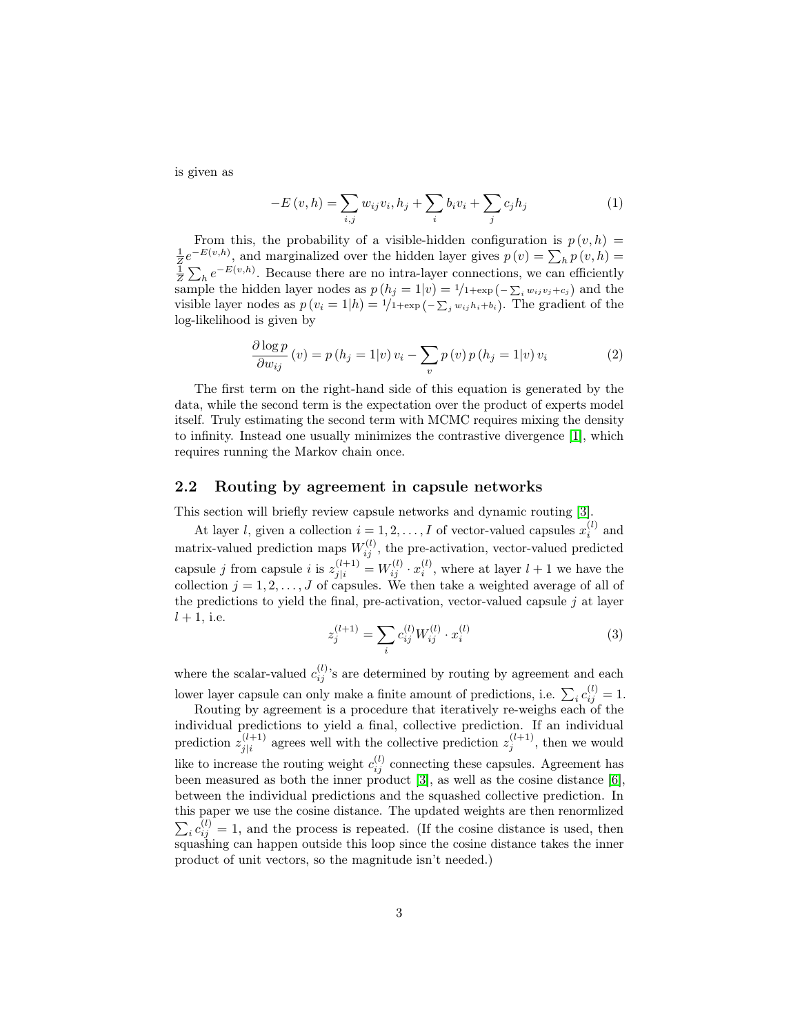is given as

$$-E(v,h) = \sum_{i,j} w_{ij} v_i, h_j + \sum_i b_i v_i + \sum_j c_j h_j \tag{1}$$

From this, the probability of a visible-hidden configuration is $p(v,h) = \frac{1}{Z} e^{-E(v,h)}$, and marginalized over the hidden layer gives $p(v) = \sum_h p(v,h) = \frac{1}{Z} \sum_h e^{-E(v,h)}$. Because there are no intra-layer connections, we can efficiently sample the hidden layer nodes as $p(h_j = 1|v) = {}^{1}\!/_{1+\exp\left(-\sum_i w_{ij} v_j + c_j\right)}$ and the visible layer nodes as $p(v_i = 1|h) = {}^{1}\!/_{1+\exp\left(-\sum_j w_{ij} h_i + b_i\right)}$. The gradient of the log-likelihood is given by

$$\frac{\partial \log p}{\partial w_{ij}}(v) = p(h_j = 1|v) v_i - \sum_v p(v) p(h_j = 1|v) v_i \tag{2}$$

The first term on the right-hand side of this equation is generated by the data, while the second term is the expectation over the product of experts model itself. Truly estimating the second term with MCMC requires mixing the density to infinity. Instead one usually minimizes the contrastive divergence [1], which requires running the Markov chain once.

## 2.2 Routing by agreement in capsule networks

This section will briefly review capsule networks and dynamic routing [3].

At layer $l$, given a collection $i = 1, 2, \ldots, I$ of vector-valued capsules $x_i^{(l)}$ and matrix-valued prediction maps $W_{ij}^{(l)}$, the pre-activation, vector-valued predicted capsule $j$ from capsule $i$ is $z_{j|i}^{(l+1)} = W_{ij}^{(l)} \cdot x_i^{(l)}$, where at layer $l+1$ we have the collection $j = 1, 2, \ldots, J$ of capsules. We then take a weighted average of all of the predictions to yield the final, pre-activation, vector-valued capsule $j$ at layer $l+1$, i.e.

$$z_j^{(l+1)} = \sum_i c_{ij}^{(l)} W_{ij}^{(l)} \cdot x_i^{(l)} \tag{3}$$

where the scalar-valued $c_{ij}^{(l)}$'s are determined by routing by agreement and each lower layer capsule can only make a finite amount of predictions, i.e. $\sum_i c_{ij}^{(l)} = 1$.

Routing by agreement is a procedure that iteratively re-weighs each of the individual predictions to yield a final, collective prediction. If an individual prediction $z_{j|i}^{(l+1)}$ agrees well with the collective prediction $z_j^{(l+1)}$, then we would like to increase the routing weight $c_{ij}^{(l)}$ connecting these capsules. Agreement has been measured as both the inner product [3], as well as the cosine distance [6], between the individual predictions and the squashed collective prediction. In this paper we use the cosine distance. The updated weights are then renormlized $\sum_i c_{ij}^{(l)} = 1$, and the process is repeated. (If the cosine distance is used, then squashing can happen outside this loop since the cosine distance takes the inner product of unit vectors, so the magnitude isn't needed.)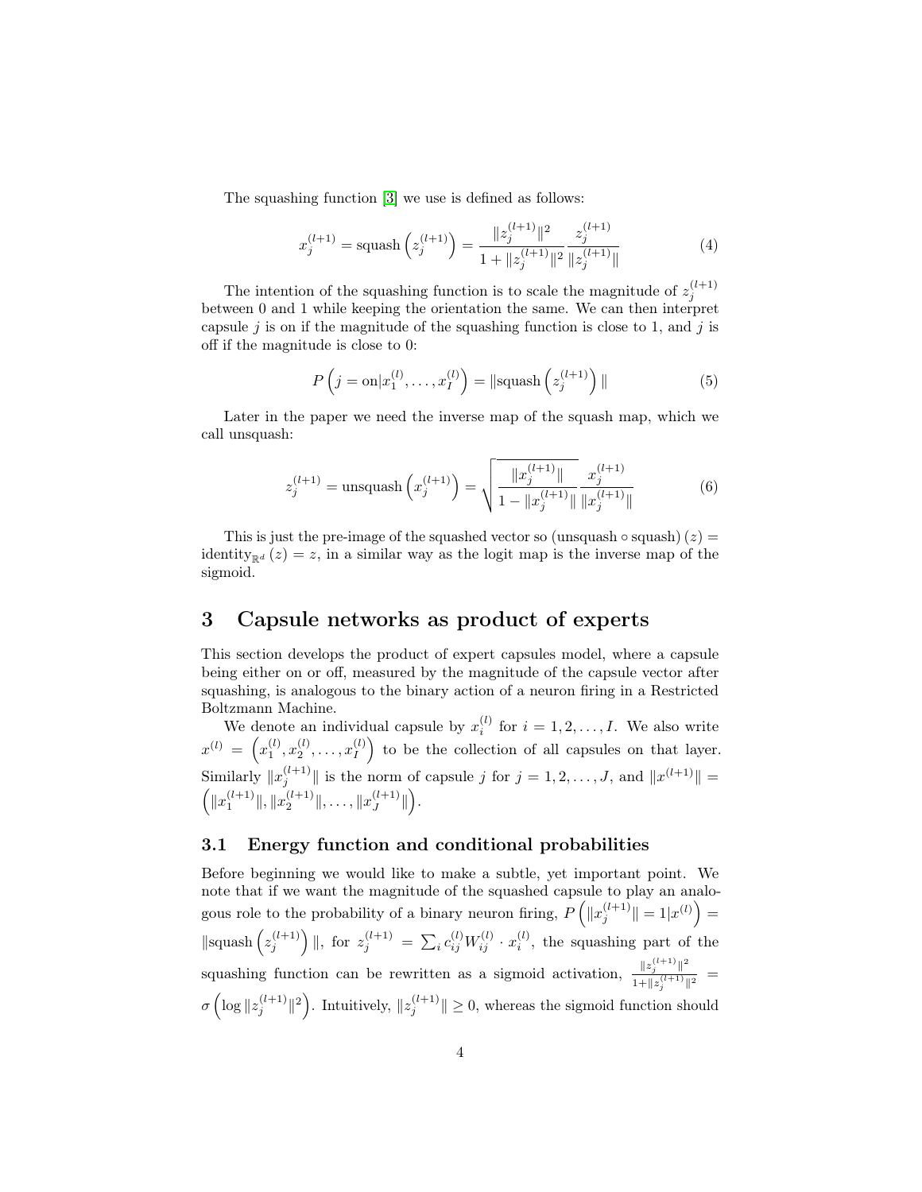The squashing function [3] we use is defined as follows:

$$x_j^{(l+1)} = \text{squash}\left(z_j^{(l+1)}\right) = \frac{\|z_j^{(l+1)}\|^2}{1 + \|z_j^{(l+1)}\|^2} \frac{z_j^{(l+1)}}{\|z_j^{(l+1)}\|} \tag{4}$$

The intention of the squashing function is to scale the magnitude of $z_j^{(l+1)}$ between 0 and 1 while keeping the orientation the same. We can then interpret capsule $j$ is on if the magnitude of the squashing function is close to 1, and $j$ is off if the magnitude is close to 0:

$$P\left(j = \text{on}|x_1^{(l)}, \ldots, x_I^{(l)}\right) = \|\text{squash}\left(z_j^{(l+1)}\right)\| \tag{5}$$

Later in the paper we need the inverse map of the squash map, which we call unsquash:

$$z_j^{(l+1)} = \text{unsquash}\left(x_j^{(l+1)}\right) = \sqrt{\frac{\|x_j^{(l+1)}\|}{1 - \|x_j^{(l+1)}\|}} \frac{x_j^{(l+1)}}{\|x_j^{(l+1)}\|} \tag{6}$$

This is just the pre-image of the squashed vector so $(\text{unsquash} \circ \text{squash})(z) = \text{identity}_{\mathbb{R}^d}(z) = z$, in a similar way as the logit map is the inverse map of the sigmoid.

# 3 Capsule networks as product of experts

This section develops the product of expert capsules model, where a capsule being either on or off, measured by the magnitude of the capsule vector after squashing, is analogous to the binary action of a neuron firing in a Restricted Boltzmann Machine.

We denote an individual capsule by $x_i^{(l)}$ for $i = 1, 2, \ldots, I$. We also write $x^{(l)} = \left(x_1^{(l)}, x_2^{(l)}, \ldots, x_I^{(l)}\right)$ to be the collection of all capsules on that layer. Similarly $\|x_j^{(l+1)}\|$ is the norm of capsule $j$ for $j = 1, 2, \ldots, J$, and $\|x^{(l+1)}\| = \left(\|x_1^{(l+1)}\|, \|x_2^{(l+1)}\|, \ldots, \|x_J^{(l+1)}\|\right)$.

## 3.1 Energy function and conditional probabilities

Before beginning we would like to make a subtle, yet important point. We note that if we want the magnitude of the squashed capsule to play an analogous role to the probability of a binary neuron firing, $P\left(\|x_j^{(l+1)}\| = 1|x^{(l)}\right) = \|\text{squash}\left(z_j^{(l+1)}\right)\|$, for $z_j^{(l+1)} = \sum_i c_{ij}^{(l)} W_{ij}^{(l)} \cdot x_i^{(l)}$, the squashing part of the squashing function can be rewritten as a sigmoid activation, $\frac{\|z_j^{(l+1)}\|^2}{1+\|z_j^{(l+1)}\|^2} = \sigma\left(\log \|z_j^{(l+1)}\|^2\right)$. Intuitively, $\|z_j^{(l+1)}\| \geq 0$, whereas the sigmoid function should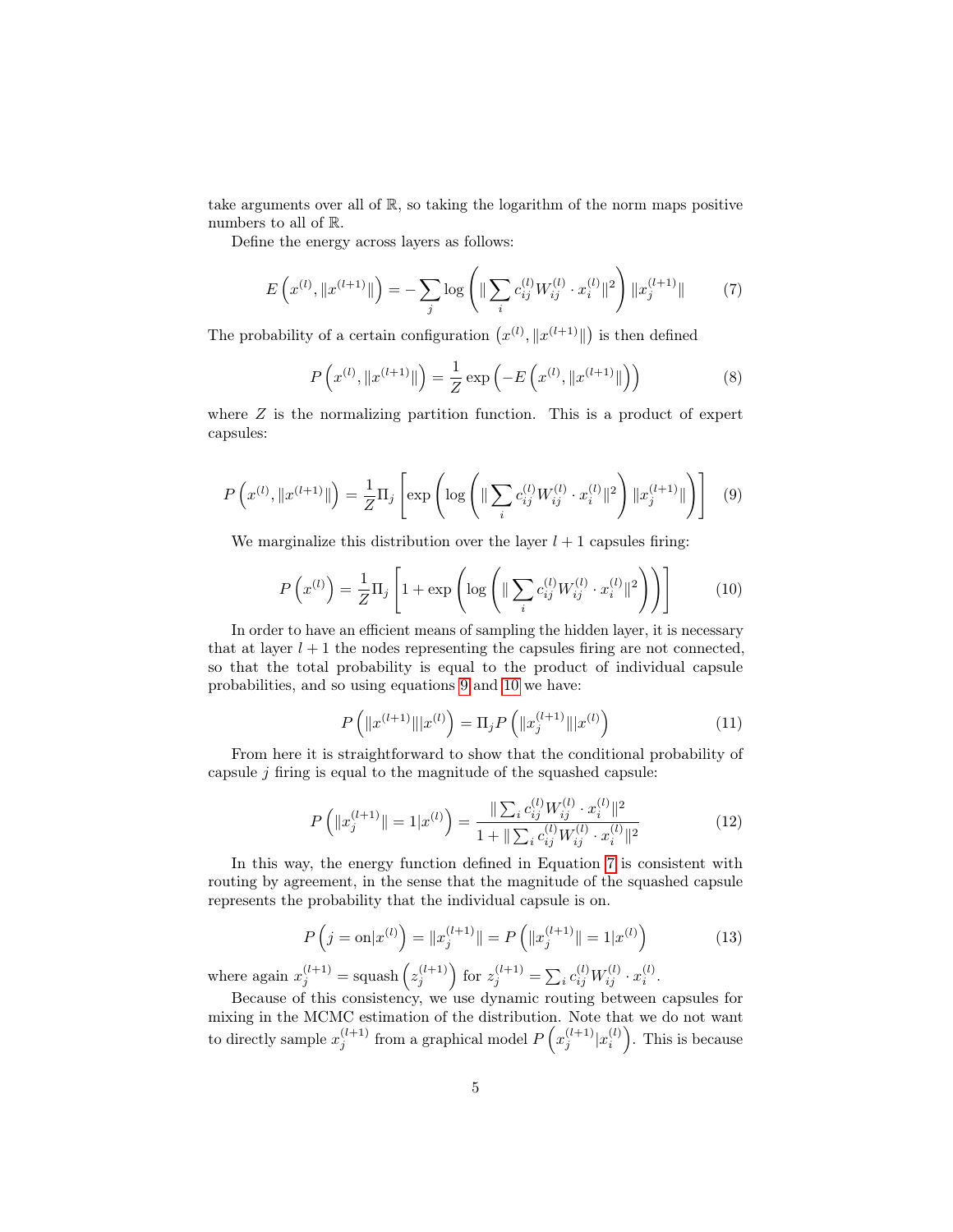take arguments over all of $\mathbb{R}$, so taking the logarithm of the norm maps positive numbers to all of $\mathbb{R}$.

Define the energy across layers as follows:

$$E\left(x^{(l)}, \|x^{(l+1)}\|\right) = -\sum_j \log\left(\|\sum_i c_{ij}^{(l)} W_{ij}^{(l)} \cdot x_i^{(l)}\|^2\right) \|x_j^{(l+1)}\| \tag{7}$$

The probability of a certain configuration $\left(x^{(l)}, \|x^{(l+1)}\|\right)$ is then defined

$$P\left(x^{(l)}, \|x^{(l+1)}\|\right) = \frac{1}{Z} \exp\left(-E\left(x^{(l)}, \|x^{(l+1)}\|\right)\right) \tag{8}$$

where $Z$ is the normalizing partition function. This is a product of expert capsules:

$$P\left(x^{(l)}, \|x^{(l+1)}\|\right) = \frac{1}{Z} \Pi_j \left[\exp\left(\log\left(\|\sum_i c_{ij}^{(l)} W_{ij}^{(l)} \cdot x_i^{(l)}\|^2\right) \|x_j^{(l+1)}\|\right)\right] \tag{9}$$

We marginalize this distribution over the layer $l+1$ capsules firing:

$$P\left(x^{(l)}\right) = \frac{1}{Z} \Pi_j \left[1 + \exp\left(\log\left(\|\sum_i c_{ij}^{(l)} W_{ij}^{(l)} \cdot x_i^{(l)}\|^2\right)\right)\right] \tag{10}$$

In order to have an efficient means of sampling the hidden layer, it is necessary that at layer $l+1$ the nodes representing the capsules firing are not connected, so that the total probability is equal to the product of individual capsule probabilities, and so using equations 9 and 10 we have:

$$P\left(\|x^{(l+1)}\| | x^{(l)}\right) = \Pi_j P\left(\|x_j^{(l+1)}\| | x^{(l)}\right) \tag{11}$$

From here it is straightforward to show that the conditional probability of capsule $j$ firing is equal to the magnitude of the squashed capsule:

$$P\left(\|x_j^{(l+1)}\| = 1 | x^{(l)}\right) = \frac{\|\sum_i c_{ij}^{(l)} W_{ij}^{(l)} \cdot x_i^{(l)}\|^2}{1 + \|\sum_i c_{ij}^{(l)} W_{ij}^{(l)} \cdot x_i^{(l)}\|^2} \tag{12}$$

In this way, the energy function defined in Equation 7 is consistent with routing by agreement, in the sense that the magnitude of the squashed capsule represents the probability that the individual capsule is on.

$$P\left(j = \text{on} | x^{(l)}\right) = \|x_j^{(l+1)}\| = P\left(\|x_j^{(l+1)}\| = 1 | x^{(l)}\right) \tag{13}$$

where again $x_j^{(l+1)} = \text{squash}\left(z_j^{(l+1)}\right)$ for $z_j^{(l+1)} = \sum_i c_{ij}^{(l)} W_{ij}^{(l)} \cdot x_i^{(l)}$.

Because of this consistency, we use dynamic routing between capsules for mixing in the MCMC estimation of the distribution. Note that we do not want to directly sample $x_j^{(l+1)}$ from a graphical model $P\left(x_j^{(l+1)} | x_i^{(l)}\right)$. This is because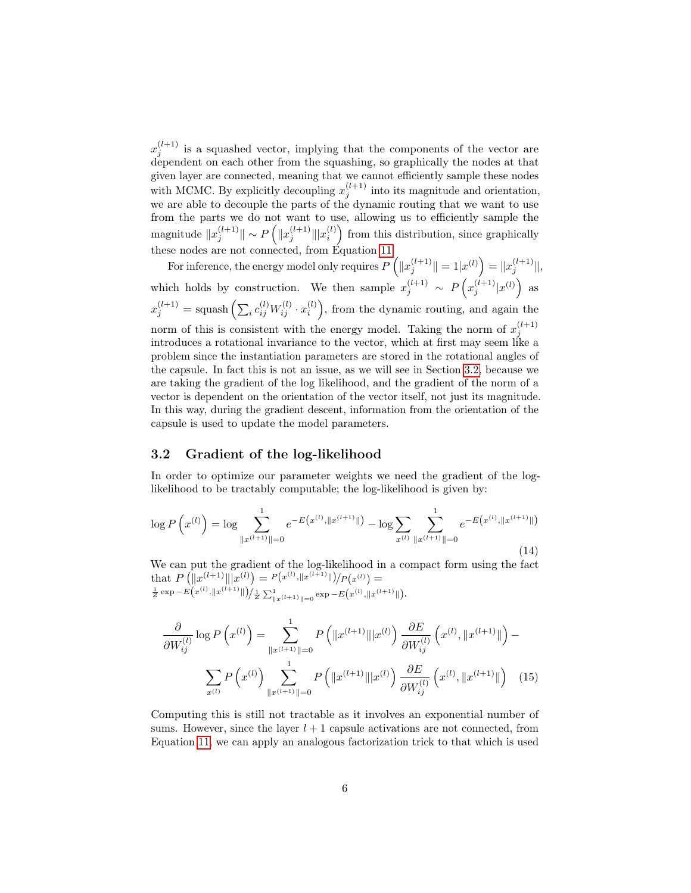$x_j^{(l+1)}$ is a squashed vector, implying that the components of the vector are dependent on each other from the squashing, so graphically the nodes at that given layer are connected, meaning that we cannot efficiently sample these nodes with MCMC. By explicitly decoupling $x_j^{(l+1)}$ into its magnitude and orientation, we are able to decouple the parts of the dynamic routing that we want to use from the parts we do not want to use, allowing us to efficiently sample the magnitude $\|x_j^{(l+1)}\| \sim P\left(\|x_j^{(l+1)}\| | x_i^{(l)}\right)$ from this distribution, since graphically these nodes are not connected, from Equation 11.

For inference, the energy model only requires $P\left(\|x_j^{(l+1)}\| = 1 | x^{(l)}\right) = \|x_j^{(l+1)}\|$, which holds by construction. We then sample $x_j^{(l+1)} \sim P\left(x_j^{(l+1)} | x^{(l)}\right)$ as $x_j^{(l+1)} = \text{squash}\left(\sum_i c_{ij}^{(l)} W_{ij}^{(l)} \cdot x_i^{(l)}\right)$, from the dynamic routing, and again the norm of this is consistent with the energy model. Taking the norm of $x_j^{(l+1)}$ introduces a rotational invariance to the vector, which at first may seem like a problem since the instantiation parameters are stored in the rotational angles of the capsule. In fact this is not an issue, as we will see in Section 3.2, because we are taking the gradient of the log likelihood, and the gradient of the norm of a vector is dependent on the orientation of the vector itself, not just its magnitude. In this way, during the gradient descent, information from the orientation of the capsule is used to update the model parameters.

### 3.2 Gradient of the log-likelihood

In order to optimize our parameter weights we need the gradient of the log-likelihood to be tractably computable; the log-likelihood is given by:

$$\log P\left(x^{(l)}\right) = \log \sum_{\|x^{(l+1)}\|=0}^{1} e^{-E\left(x^{(l)}, \|x^{(l+1)}\|\right)} - \log \sum_{x^{(l)}} \sum_{\|x^{(l+1)}\|=0}^{1} e^{-E\left(x^{(l)}, \|x^{(l+1)}\|\right)} \tag{14}$$

We can put the gradient of the log-likelihood in a compact form using the fact that $P\left(\|x^{(l+1)}\| | x^{(l)}\right) = P\left(x^{(l)}, \|x^{(l+1)}\|\right) / P\left(x^{(l)}\right) = \frac{1}{Z} \exp -E\left(x^{(l)}, \|x^{(l+1)}\|\right) / \frac{1}{Z} \sum_{\|x^{(l+1)}\|=0}^{1} \exp -E\left(x^{(l)}, \|x^{(l+1)}\|\right)$.

$$\frac{\partial}{\partial W_{ij}^{(l)}} \log P\left(x^{(l)}\right) = \sum_{\|x^{(l+1)}\|=0}^{1} P\left(\|x^{(l+1)}\| | x^{(l)}\right) \frac{\partial E}{\partial W_{ij}^{(l)}} \left(x^{(l)}, \|x^{(l+1)}\|\right) - \sum_{x^{(l)}} P\left(x^{(l)}\right) \sum_{\|x^{(l+1)}\|=0}^{1} P\left(\|x^{(l+1)}\| | x^{(l)}\right) \frac{\partial E}{\partial W_{ij}^{(l)}} \left(x^{(l)}, \|x^{(l+1)}\|\right) \tag{15}$$

Computing this is still not tractable as it involves an exponential number of sums. However, since the layer $l+1$ capsule activations are not connected, from Equation 11, we can apply an analogous factorization trick to that which is used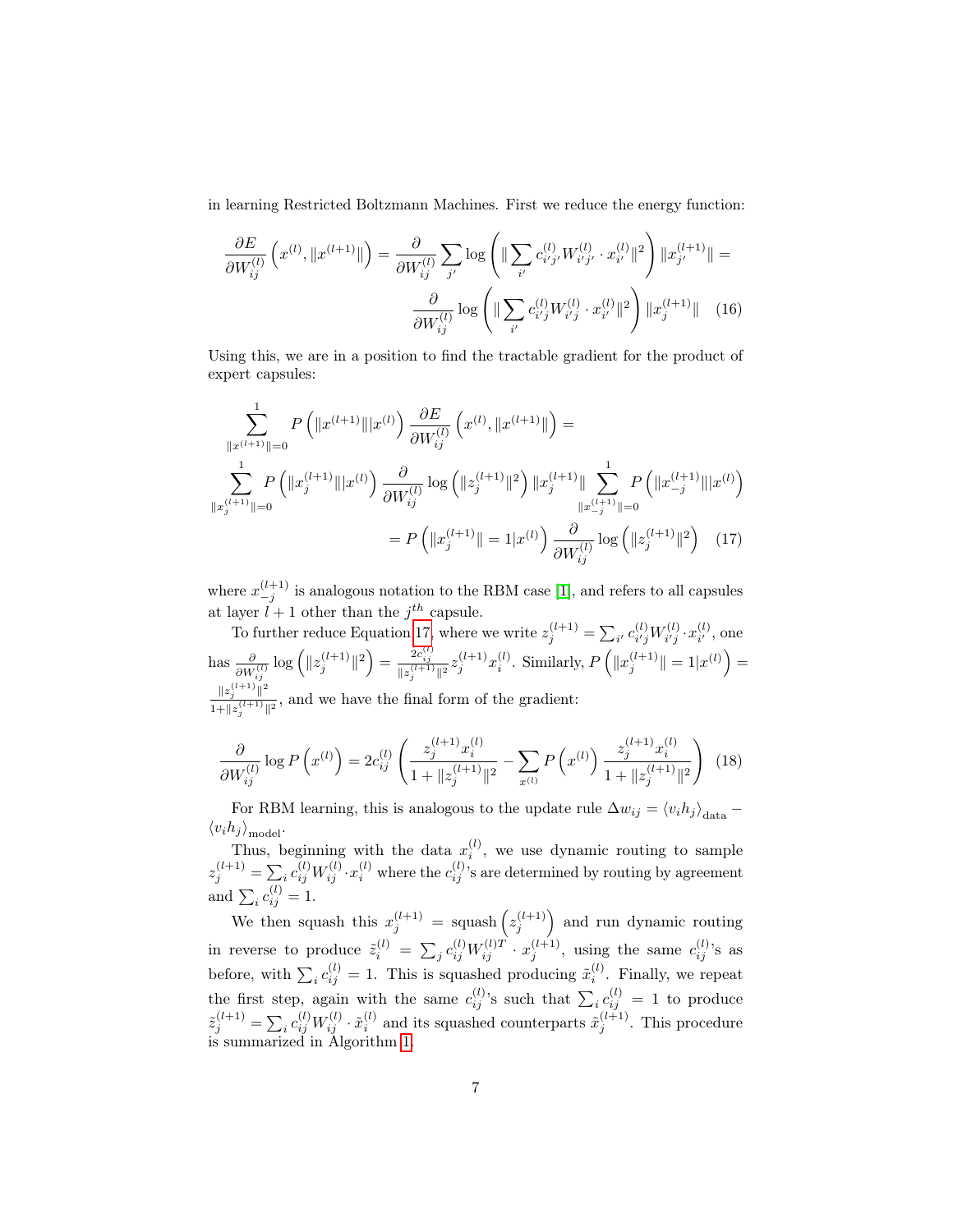in learning Restricted Boltzmann Machines. First we reduce the energy function:

$$\frac{\partial E}{\partial W_{ij}^{(l)}}\left(x^{(l)}, \|x^{(l+1)}\|\right) = \frac{\partial}{\partial W_{ij}^{(l)}} \sum_{j'} \log\left(\|\sum_{i'} c_{i'j'}^{(l)} W_{i'j'}^{(l)} \cdot x_{i'}^{(l)}\|^2\right)\|x_{j'}^{(l+1)}\| = \frac{\partial}{\partial W_{ij}^{(l)}} \log\left(\|\sum_{i'} c_{i'j}^{(l)} W_{i'j}^{(l)} \cdot x_{i'}^{(l)}\|^2\right)\|x_j^{(l+1)}\| \quad (16)$$

Using this, we are in a position to find the tractable gradient for the product of expert capsules:

$$\sum_{\|x^{(l+1)}\|=0}^{1} P\left(\|x^{(l+1)}\| | x^{(l)}\right) \frac{\partial E}{\partial W_{ij}^{(l)}}\left(x^{(l)}, \|x^{(l+1)}\|\right) = \sum_{\|x_j^{(l+1)}\|=0}^{1} P\left(\|x_j^{(l+1)}\| | x^{(l)}\right) \frac{\partial}{\partial W_{ij}^{(l)}} \log\left(\|z_j^{(l+1)}\|^2\right)\|x_j^{(l+1)}\| \sum_{\|x_{-j}^{(l+1)}\|=0}^{1} P\left(\|x_{-j}^{(l+1)}\| | x^{(l)}\right)$$
$$= P\left(\|x_j^{(l+1)}\| = 1 | x^{(l)}\right) \frac{\partial}{\partial W_{ij}^{(l)}} \log\left(\|z_j^{(l+1)}\|^2\right) \quad (17)$$

where $x_{-j}^{(l+1)}$ is analogous notation to the RBM case [1], and refers to all capsules at layer $l+1$ other than the $j^{th}$ capsule.

To further reduce Equation 17, where we write $z_j^{(l+1)} = \sum_{i'} c_{i'j}^{(l)} W_{i'j}^{(l)} \cdot x_{i'}^{(l)}$, one has $\frac{\partial}{\partial W_{ij}^{(l)}} \log\left(\|z_j^{(l+1)}\|^2\right) = \frac{2c_{ij}^{(l)}}{\|z_j^{(l+1)}\|^2} z_j^{(l+1)} x_i^{(l)}$. Similarly, $P\left(\|x_j^{(l+1)}\| = 1 | x^{(l)}\right) = \frac{\|z_j^{(l+1)}\|^2}{1+\|z_j^{(l+1)}\|^2}$, and we have the final form of the gradient:

$$\frac{\partial}{\partial W_{ij}^{(l)}} \log P\left(x^{(l)}\right) = 2c_{ij}^{(l)}\left(\frac{z_j^{(l+1)} x_i^{(l)}}{1+\|z_j^{(l+1)}\|^2} - \sum_{x^{(l)}} P\left(x^{(l)}\right) \frac{z_j^{(l+1)} x_i^{(l)}}{1+\|z_j^{(l+1)}\|^2}\right) \quad (18)$$

For RBM learning, this is analogous to the update rule $\Delta w_{ij} = \langle v_i h_j \rangle_{\text{data}} - \langle v_i h_j \rangle_{\text{model}}$.

Thus, beginning with the data $x_i^{(l)}$, we use dynamic routing to sample $z_j^{(l+1)} = \sum_i c_{ij}^{(l)} W_{ij}^{(l)} \cdot x_i^{(l)}$ where the $c_{ij}^{(l)}$'s are determined by routing by agreement and $\sum_i c_{ij}^{(l)} = 1$.

We then squash this $x_j^{(l+1)} = \text{squash}\left(z_j^{(l+1)}\right)$ and run dynamic routing in reverse to produce $\tilde{z}_i^{(l)} = \sum_j c_{ij}^{(l)} W_{ij}^{(l)T} \cdot x_j^{(l+1)}$, using the same $c_{ij}^{(l)}$'s as before, with $\sum_i c_{ij}^{(l)} = 1$. This is squashed producing $\tilde{x}_i^{(l)}$. Finally, we repeat the first step, again with the same $c_{ij}^{(l)}$'s such that $\sum_i c_{ij}^{(l)} = 1$ to produce $\tilde{z}_j^{(l+1)} = \sum_i c_{ij}^{(l)} W_{ij}^{(l)} \cdot \tilde{x}_i^{(l)}$ and its squashed counterparts $\tilde{x}_j^{(l+1)}$. This procedure is summarized in Algorithm 1.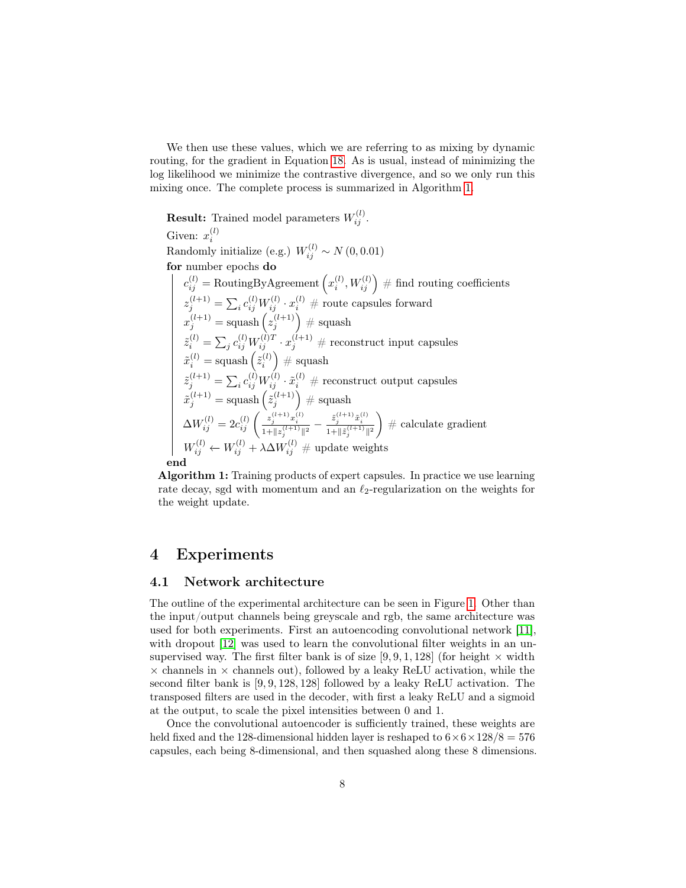We then use these values, which we are referring to as mixing by dynamic routing, for the gradient in Equation 18. As is usual, instead of minimizing the log likelihood we minimize the contrastive divergence, and so we only run this mixing once. The complete process is summarized in Algorithm 1.

**Result:** Trained model parameters $W_{ij}^{(l)}$.

Given: $x_i^{(l)}$

Randomly initialize (e.g.) $W_{ij}^{(l)} \sim N(0, 0.01)$

**for** number epochs **do**

- $c_{ij}^{(l)} = \text{RoutingByAgreement}\left(x_i^{(l)}, W_{ij}^{(l)}\right)$ # find routing coefficients
- $z_j^{(l+1)} = \sum_i c_{ij}^{(l)} W_{ij}^{(l)} \cdot x_i^{(l)}$ # route capsules forward
- $x_j^{(l+1)} = \text{squash}\left(z_j^{(l+1)}\right)$ # squash
- $\tilde{z}_i^{(l)} = \sum_j c_{ij}^{(l)} W_{ij}^{(l)T} \cdot x_j^{(l+1)}$ # reconstruct input capsules
- $\tilde{x}_i^{(l)} = \text{squash}\left(\tilde{z}_i^{(l)}\right)$ # squash
- $\tilde{z}_j^{(l+1)} = \sum_i c_{ij}^{(l)} W_{ij}^{(l)} \cdot \tilde{x}_i^{(l)}$ # reconstruct output capsules
- $\tilde{x}_j^{(l+1)} = \text{squash}\left(\tilde{z}_j^{(l+1)}\right)$ # squash
- $\Delta W_{ij}^{(l)} = 2c_{ij}^{(l)} \left( \frac{z_j^{(l+1)} x_i^{(l)}}{1+\|z_j^{(l+1)}\|^2} - \frac{\tilde{z}_j^{(l+1)} \tilde{x}_i^{(l)}}{1+\|\tilde{z}_j^{(l+1)}\|^2} \right)$ # calculate gradient
- $W_{ij}^{(l)} \leftarrow W_{ij}^{(l)} + \lambda \Delta W_{ij}^{(l)}$ # update weights

**end**

**Algorithm 1:** Training products of expert capsules. In practice we use learning rate decay, sgd with momentum and an $\ell_2$-regularization on the weights for the weight update.

# 4 Experiments

## 4.1 Network architecture

The outline of the experimental architecture can be seen in Figure 1. Other than the input/output channels being greyscale and rgb, the same architecture was used for both experiments. First an autoencoding convolutional network [11], with dropout [12] was used to learn the convolutional filter weights in an unsupervised way. The first filter bank is of size $[9, 9, 1, 128]$ (for height $\times$ width $\times$ channels in $\times$ channels out), followed by a leaky ReLU activation, while the second filter bank is $[9, 9, 128, 128]$ followed by a leaky ReLU activation. The transposed filters are used in the decoder, with first a leaky ReLU and a sigmoid at the output, to scale the pixel intensities between 0 and 1.

Once the convolutional autoencoder is sufficiently trained, these weights are held fixed and the 128-dimensional hidden layer is reshaped to $6 \times 6 \times 128/8 = 576$ capsules, each being 8-dimensional, and then squashed along these 8 dimensions.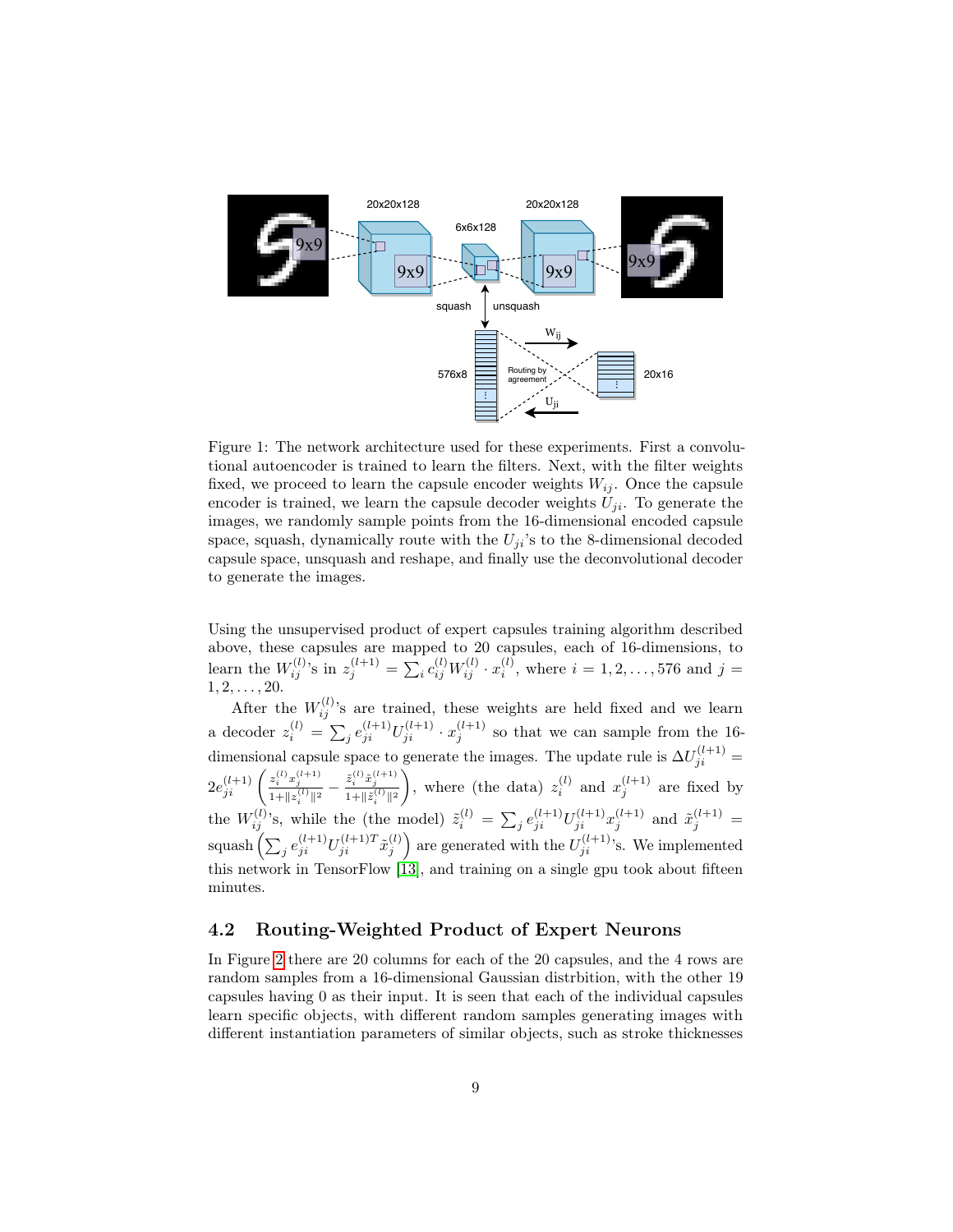Figure 1: The network architecture used for these experiments. First a convolutional autoencoder is trained to learn the filters. Next, with the filter weights fixed, we proceed to learn the capsule encoder weights $W_{ij}$. Once the capsule encoder is trained, we learn the capsule decoder weights $U_{ji}$. To generate the images, we randomly sample points from the 16-dimensional encoded capsule space, squash, dynamically route with the $U_{ji}$'s to the 8-dimensional decoded capsule space, unsquash and reshape, and finally use the deconvolutional decoder to generate the images.

Using the unsupervised product of expert capsules training algorithm described above, these capsules are mapped to 20 capsules, each of 16-dimensions, to learn the $W_{ij}^{(l)}$'s in $z_j^{(l+1)} = \sum_i c_{ij}^{(l)} W_{ij}^{(l)} \cdot x_i^{(l)}$, where $i = 1, 2, \ldots, 576$ and $j = 1, 2, \ldots, 20$.

After the $W_{ij}^{(l)}$'s are trained, these weights are held fixed and we learn a decoder $z_i^{(l)} = \sum_j e_{ji}^{(l+1)} U_{ji}^{(l+1)} \cdot x_j^{(l+1)}$ so that we can sample from the 16-dimensional capsule space to generate the images. The update rule is $\Delta U_{ji}^{(l+1)} = 2e_{ji}^{(l+1)} \left( \frac{z_i^{(l)} x_j^{(l+1)}}{1+\|z_i^{(l)}\|^2} - \frac{\tilde{z}_i^{(l)} \tilde{x}_j^{(l+1)}}{1+\|\tilde{z}_i^{(l)}\|^2} \right)$, where (the data) $z_i^{(l)}$ and $x_j^{(l+1)}$ are fixed by the $W_{ij}^{(l)}$'s, while the (the model) $\tilde{z}_i^{(l)} = \sum_j e_{ji}^{(l+1)} U_{ji}^{(l+1)} x_j^{(l+1)}$ and $\tilde{x}_j^{(l+1)} = \text{squash}\left( \sum_j e_{ji}^{(l+1)} U_{ji}^{(l+1)T} \tilde{x}_j^{(l)} \right)$ are generated with the $U_{ji}^{(l+1)}$'s. We implemented this network in TensorFlow [13], and training on a single gpu took about fifteen minutes.

## 4.2 Routing-Weighted Product of Expert Neurons

In Figure 2 there are 20 columns for each of the 20 capsules, and the 4 rows are random samples from a 16-dimensional Gaussian distrbition, with the other 19 capsules having 0 as their input. It is seen that each of the individual capsules learn specific objects, with different random samples generating images with different instantiation parameters of similar objects, such as stroke thicknesses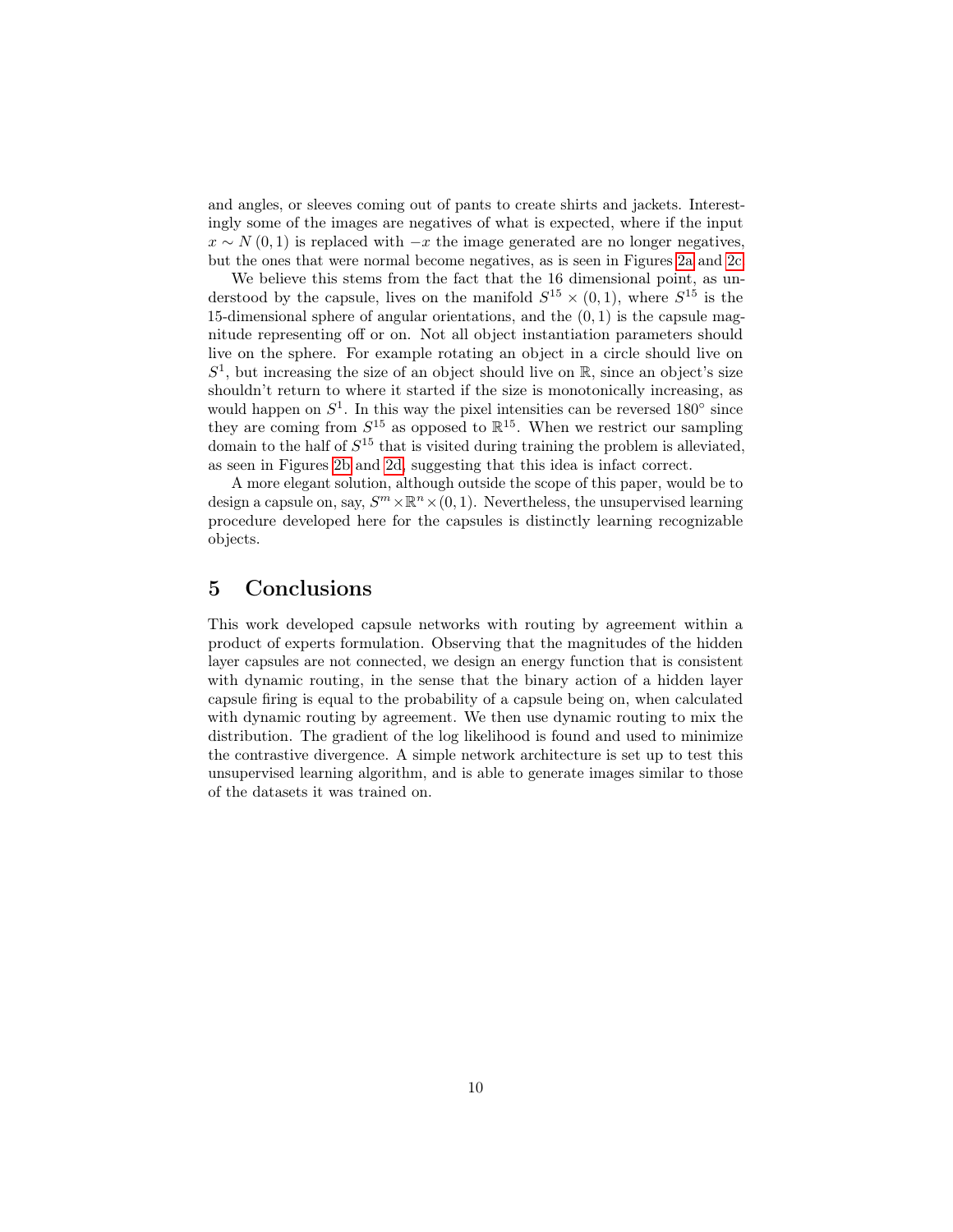and angles, or sleeves coming out of pants to create shirts and jackets. Interestingly some of the images are negatives of what is expected, where if the input $x \sim N(0,1)$ is replaced with $-x$ the image generated are no longer negatives, but the ones that were normal become negatives, as is seen in Figures 2a and 2c.

We believe this stems from the fact that the 16 dimensional point, as understood by the capsule, lives on the manifold $S^{15} \times (0,1)$, where $S^{15}$ is the 15-dimensional sphere of angular orientations, and the $(0,1)$ is the capsule magnitude representing off or on. Not all object instantiation parameters should live on the sphere. For example rotating an object in a circle should live on $S^1$, but increasing the size of an object should live on $\mathbb{R}$, since an object's size shouldn't return to where it started if the size is monotonically increasing, as would happen on $S^1$. In this way the pixel intensities can be reversed $180^\circ$ since they are coming from $S^{15}$ as opposed to $\mathbb{R}^{15}$. When we restrict our sampling domain to the half of $S^{15}$ that is visited during training the problem is alleviated, as seen in Figures 2b and 2d, suggesting that this idea is infact correct.

A more elegant solution, although outside the scope of this paper, would be to design a capsule on, say, $S^m \times \mathbb{R}^n \times (0,1)$. Nevertheless, the unsupervised learning procedure developed here for the capsules is distinctly learning recognizable objects.

## 5 Conclusions

This work developed capsule networks with routing by agreement within a product of experts formulation. Observing that the magnitudes of the hidden layer capsules are not connected, we design an energy function that is consistent with dynamic routing, in the sense that the binary action of a hidden layer capsule firing is equal to the probability of a capsule being on, when calculated with dynamic routing by agreement. We then use dynamic routing to mix the distribution. The gradient of the log likelihood is found and used to minimize the contrastive divergence. A simple network architecture is set up to test this unsupervised learning algorithm, and is able to generate images similar to those of the datasets it was trained on.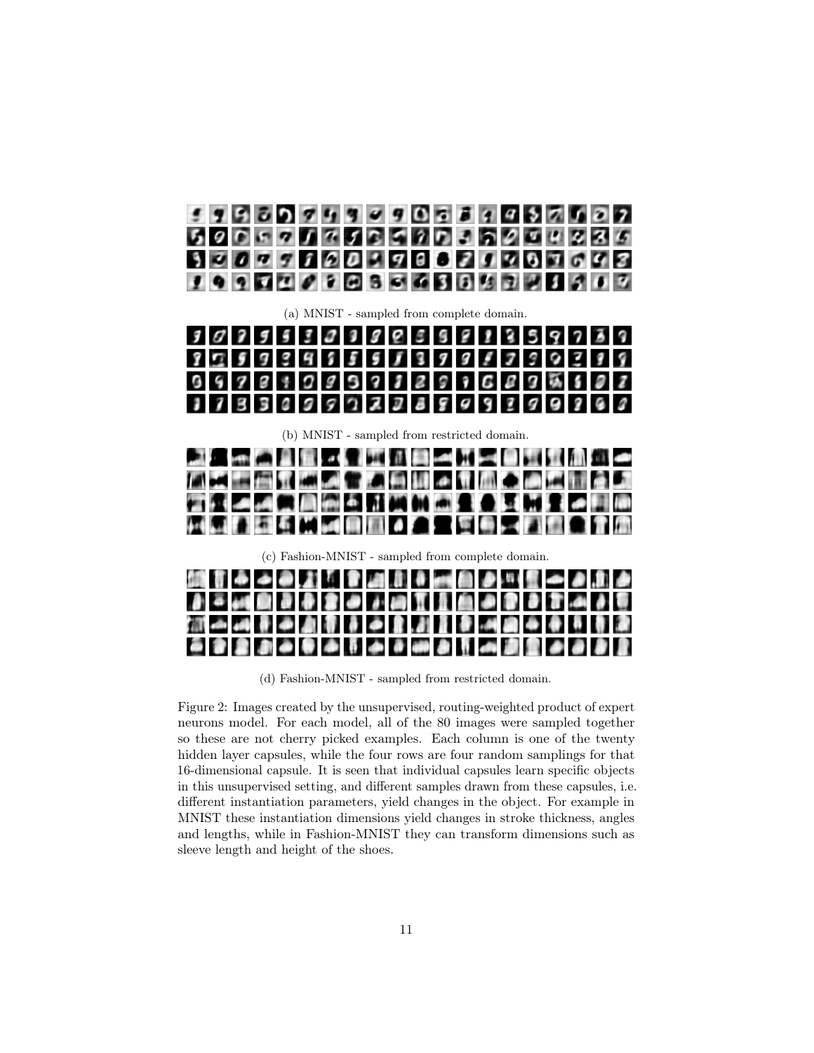(a) MNIST - sampled from complete domain.

(b) MNIST - sampled from restricted domain.

(c) Fashion-MNIST - sampled from complete domain.

(d) Fashion-MNIST - sampled from restricted domain.

Figure 2: Images created by the unsupervised, routing-weighted product of expert neurons model. For each model, all of the 80 images were sampled together so these are not cherry picked examples. Each column is one of the twenty hidden layer capsules, while the four rows are four random samplings for that 16-dimensional capsule. It is seen that individual capsules learn specific objects in this unsupervised setting, and different samples drawn from these capsules, i.e. different instantiation parameters, yield changes in the object. For example in MNIST these instantiation dimensions yield changes in stroke thickness, angles and lengths, while in Fashion-MNIST they can transform dimensions such as sleeve length and height of the shoes.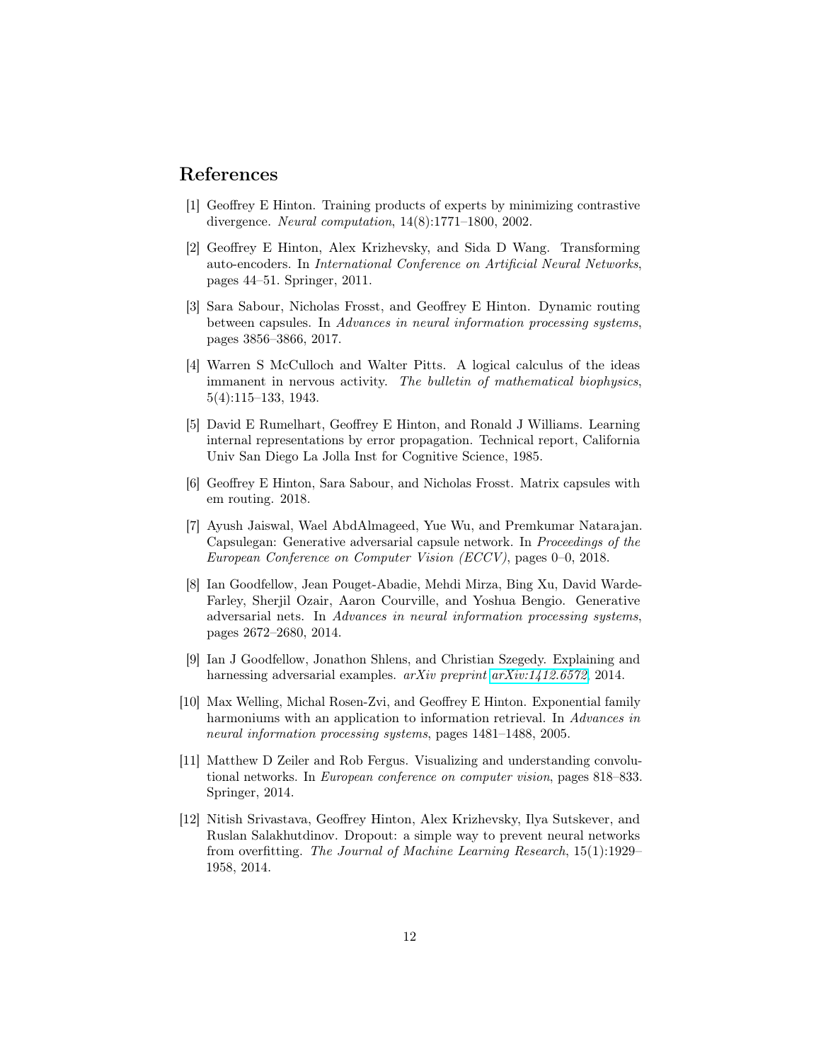## References

[1] Geoffrey E Hinton. Training products of experts by minimizing contrastive divergence. *Neural computation*, 14(8):1771–1800, 2002.

[2] Geoffrey E Hinton, Alex Krizhevsky, and Sida D Wang. Transforming auto-encoders. In *International Conference on Artificial Neural Networks*, pages 44–51. Springer, 2011.

[3] Sara Sabour, Nicholas Frosst, and Geoffrey E Hinton. Dynamic routing between capsules. In *Advances in neural information processing systems*, pages 3856–3866, 2017.

[4] Warren S McCulloch and Walter Pitts. A logical calculus of the ideas immanent in nervous activity. *The bulletin of mathematical biophysics*, 5(4):115–133, 1943.

[5] David E Rumelhart, Geoffrey E Hinton, and Ronald J Williams. Learning internal representations by error propagation. Technical report, California Univ San Diego La Jolla Inst for Cognitive Science, 1985.

[6] Geoffrey E Hinton, Sara Sabour, and Nicholas Frosst. Matrix capsules with em routing. 2018.

[7] Ayush Jaiswal, Wael AbdAlmageed, Yue Wu, and Premkumar Natarajan. Capsulegan: Generative adversarial capsule network. In *Proceedings of the European Conference on Computer Vision (ECCV)*, pages 0–0, 2018.

[8] Ian Goodfellow, Jean Pouget-Abadie, Mehdi Mirza, Bing Xu, David Warde-Farley, Sherjil Ozair, Aaron Courville, and Yoshua Bengio. Generative adversarial nets. In *Advances in neural information processing systems*, pages 2672–2680, 2014.

[9] Ian J Goodfellow, Jonathon Shlens, and Christian Szegedy. Explaining and harnessing adversarial examples. *arXiv preprint arXiv:1412.6572*, 2014.

[10] Max Welling, Michal Rosen-Zvi, and Geoffrey E Hinton. Exponential family harmoniums with an application to information retrieval. In *Advances in neural information processing systems*, pages 1481–1488, 2005.

[11] Matthew D Zeiler and Rob Fergus. Visualizing and understanding convolutional networks. In *European conference on computer vision*, pages 818–833. Springer, 2014.

[12] Nitish Srivastava, Geoffrey Hinton, Alex Krizhevsky, Ilya Sutskever, and Ruslan Salakhutdinov. Dropout: a simple way to prevent neural networks from overfitting. *The Journal of Machine Learning Research*, 15(1):1929–1958, 2014.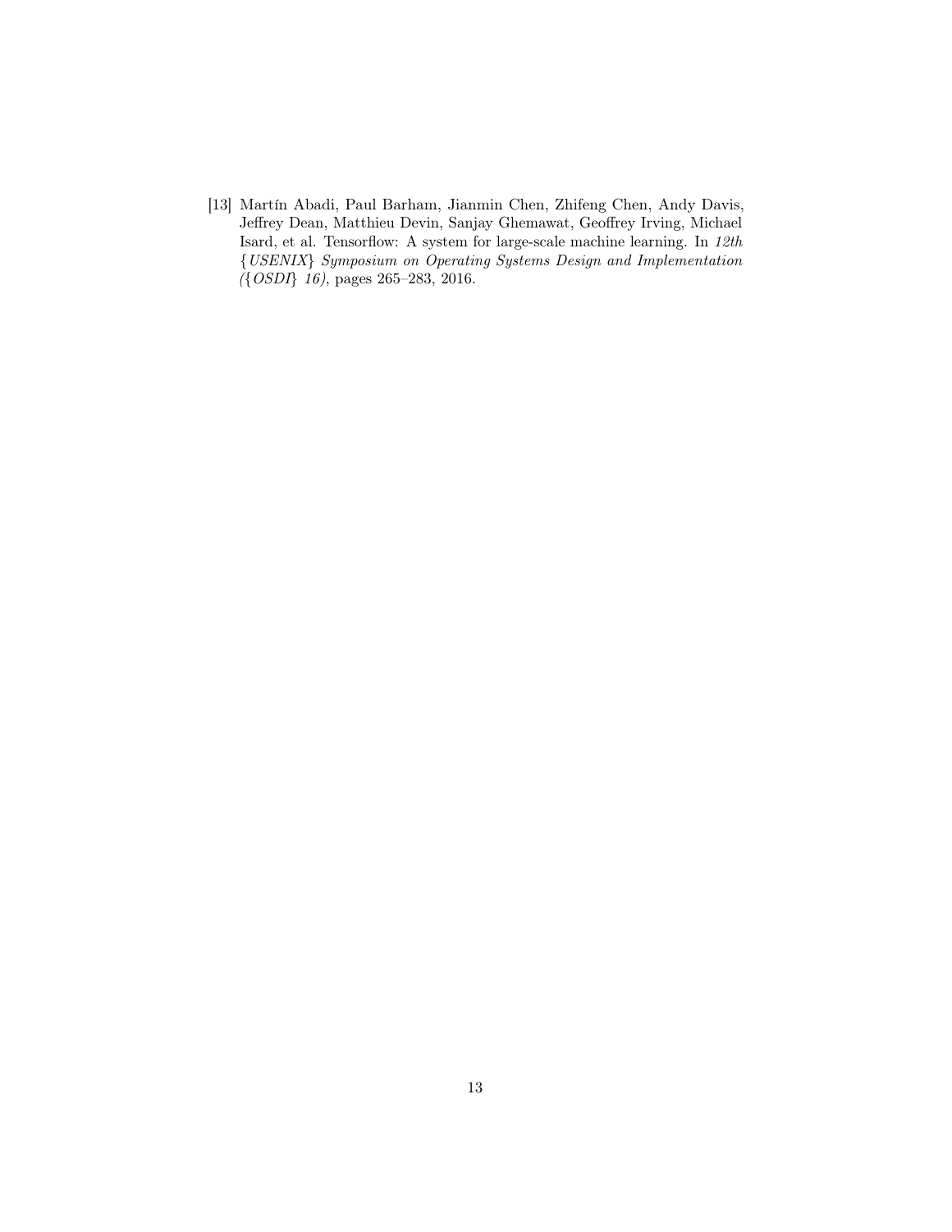[13] Martín Abadi, Paul Barham, Jianmin Chen, Zhifeng Chen, Andy Davis, Jeffrey Dean, Matthieu Devin, Sanjay Ghemawat, Geoffrey Irving, Michael Isard, et al. Tensorflow: A system for large-scale machine learning. In *12th {USENIX} Symposium on Operating Systems Design and Implementation ({OSDI} 16)*, pages 265–283, 2016.